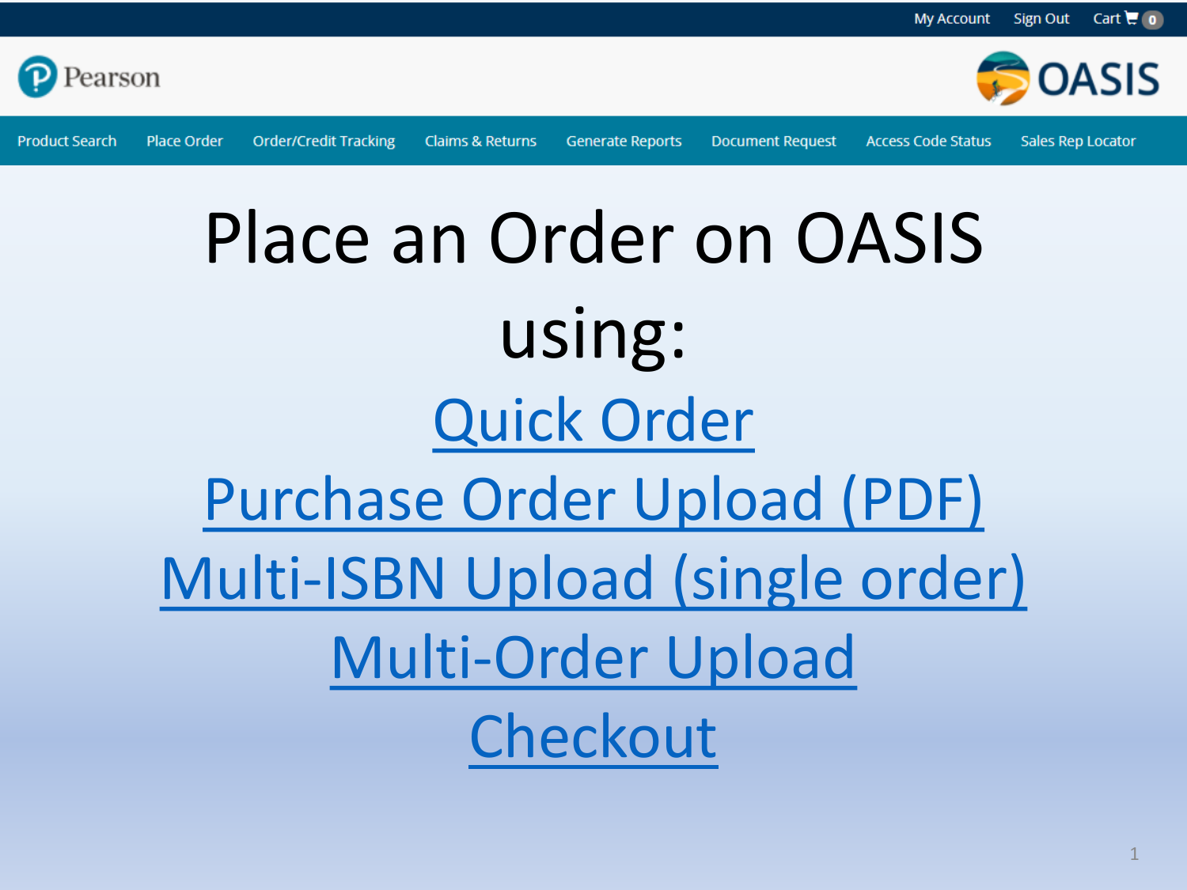My Account Sign Out Cart 0

Pearson

OASIS

Product Search | Place Order | Order/Credit Tracking | Claims & Returns | Generate Reports | Document Request | Access Code Status | Sales Rep Locator

# Place an Order on OASIS using:

Quick Order

Purchase Order Upload (PDF)

Multi-ISBN Upload (single order)

Multi-Order Upload

Checkout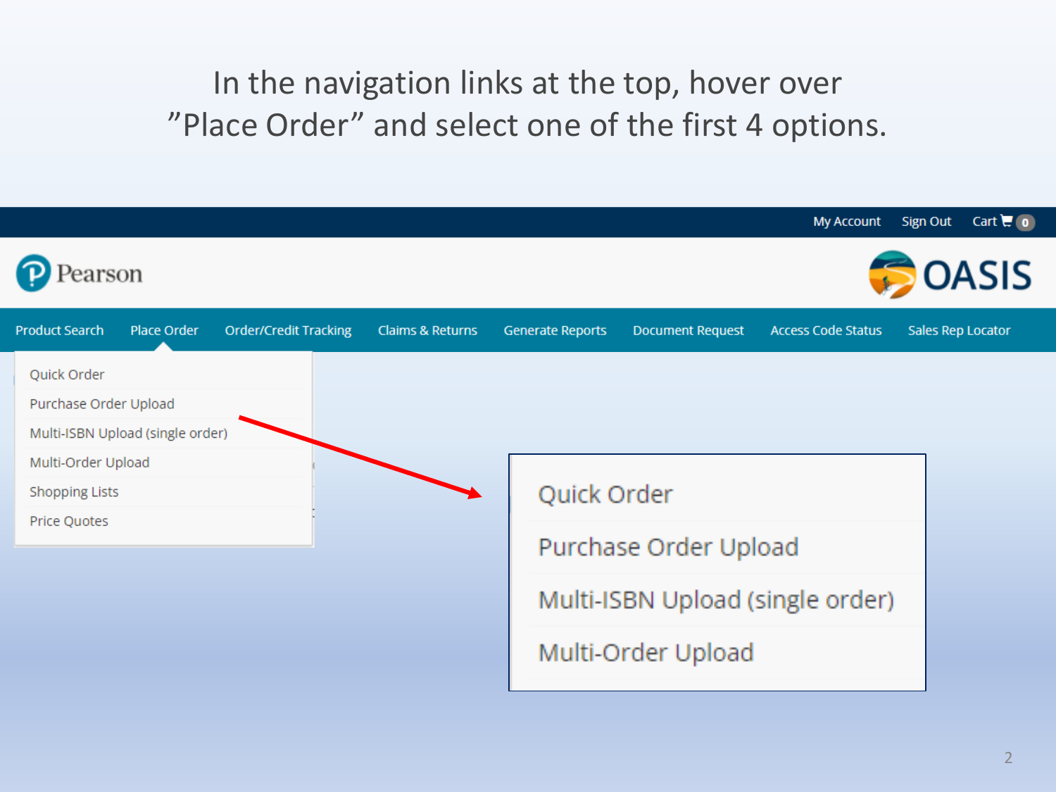In the navigation links at the top, hover over "Place Order" and select one of the first 4 options.

My Account Sign Out Cart 0

Pearson

OASIS

Product Search | Place Order | Order/Credit Tracking | Claims & Returns | Generate Reports | Document Request | Access Code Status | Sales Rep Locator

- Quick Order
- Purchase Order Upload
- Multi-ISBN Upload (single order)
- Multi-Order Upload
- Shopping Lists
- Price Quotes

---

- Quick Order
- Purchase Order Upload
- Multi-ISBN Upload (single order)
- Multi-Order Upload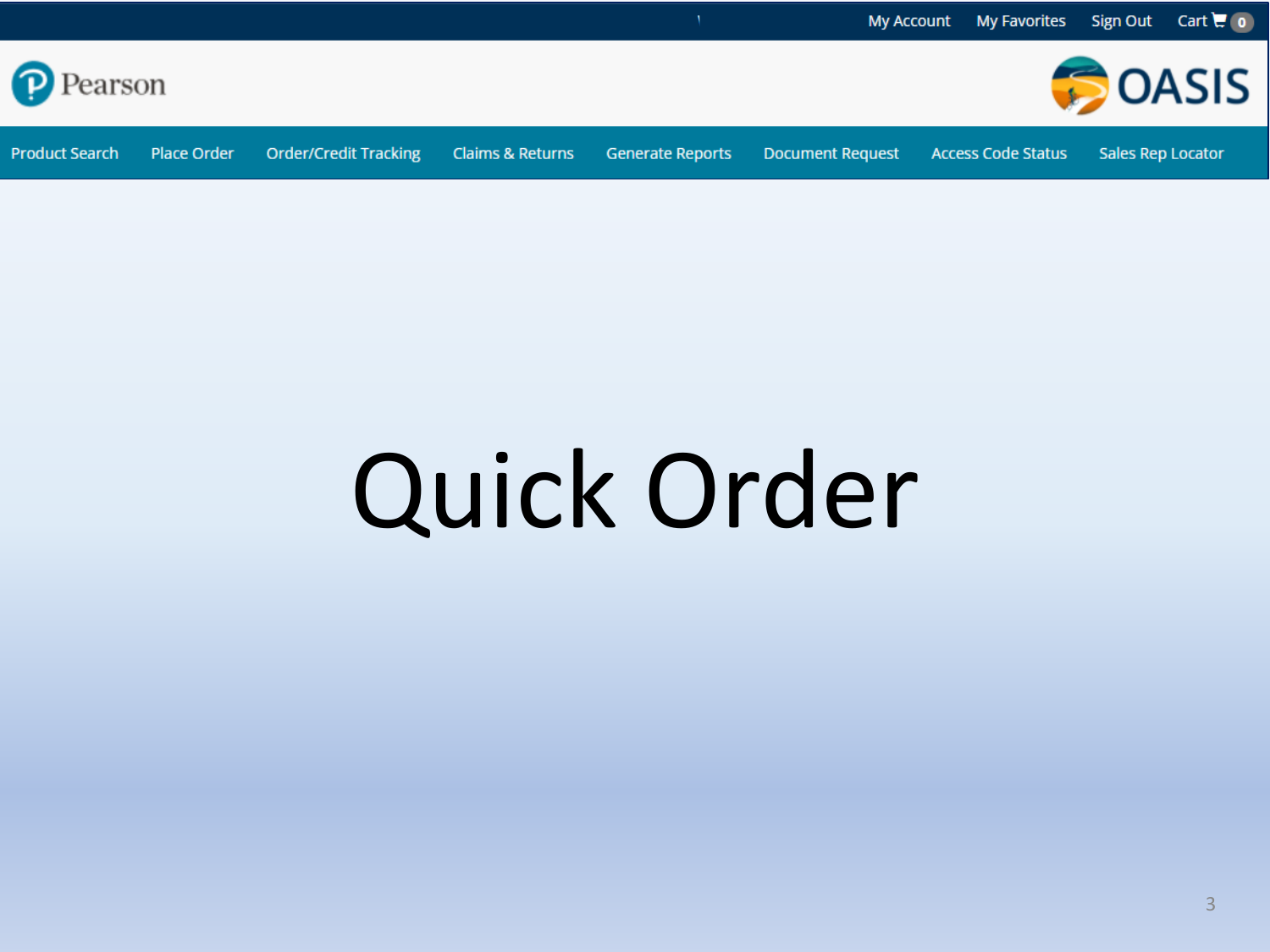My Account | My Favorites | Sign Out | Cart 0

Pearson

OASIS

Product Search | Place Order | Order/Credit Tracking | Claims & Returns | Generate Reports | Document Request | Access Code Status | Sales Rep Locator

# Quick Order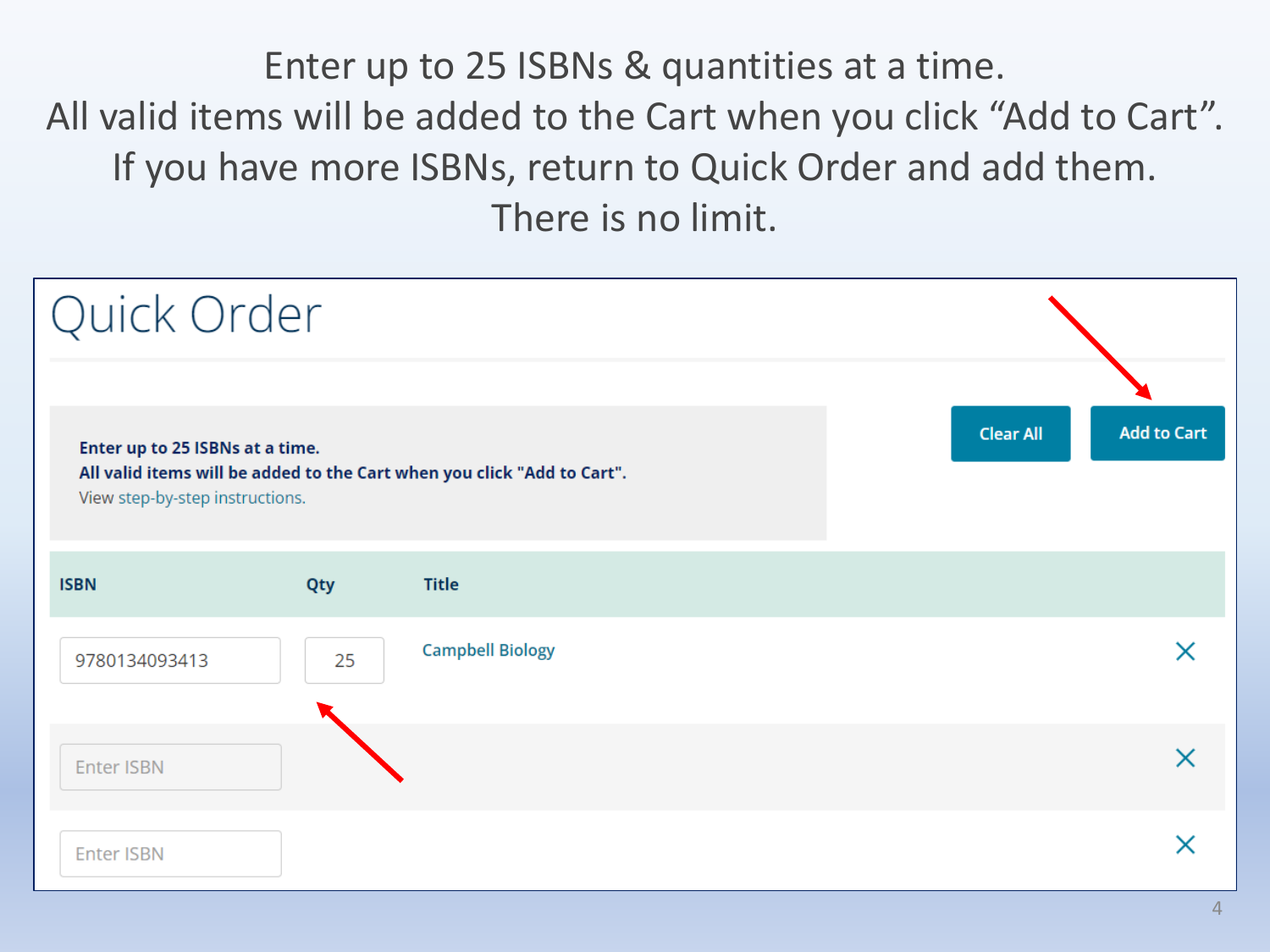Enter up to 25 ISBNs & quantities at a time.
All valid items will be added to the Cart when you click "Add to Cart".
If you have more ISBNs, return to Quick Order and add them.
There is no limit.

# Quick Order

**Enter up to 25 ISBNs at a time.**
**All valid items will be added to the Cart when you click "Add to Cart".**
View step-by-step instructions.

Clear All | Add to Cart

| ISBN | Qty | Title | |
|---|---|---|---|
| 9780134093413 | 25 | Campbell Biology | X |
| Enter ISBN | | | X |
| Enter ISBN | | | X |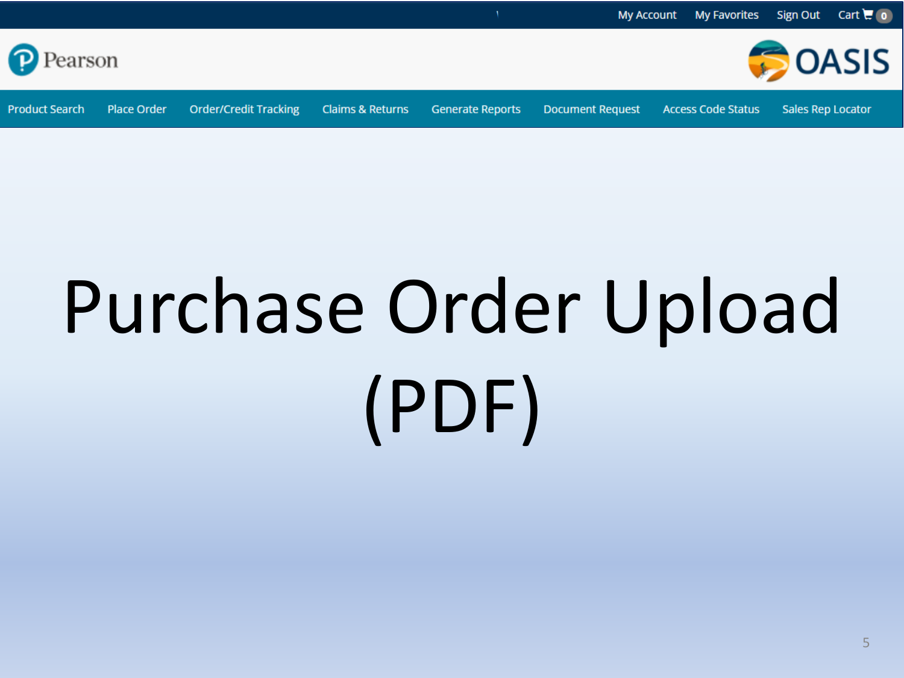My Account My Favorites Sign Out Cart 0

Pearson

OASIS

Product Search | Place Order | Order/Credit Tracking | Claims & Returns | Generate Reports | Document Request | Access Code Status | Sales Rep Locator

# Purchase Order Upload (PDF)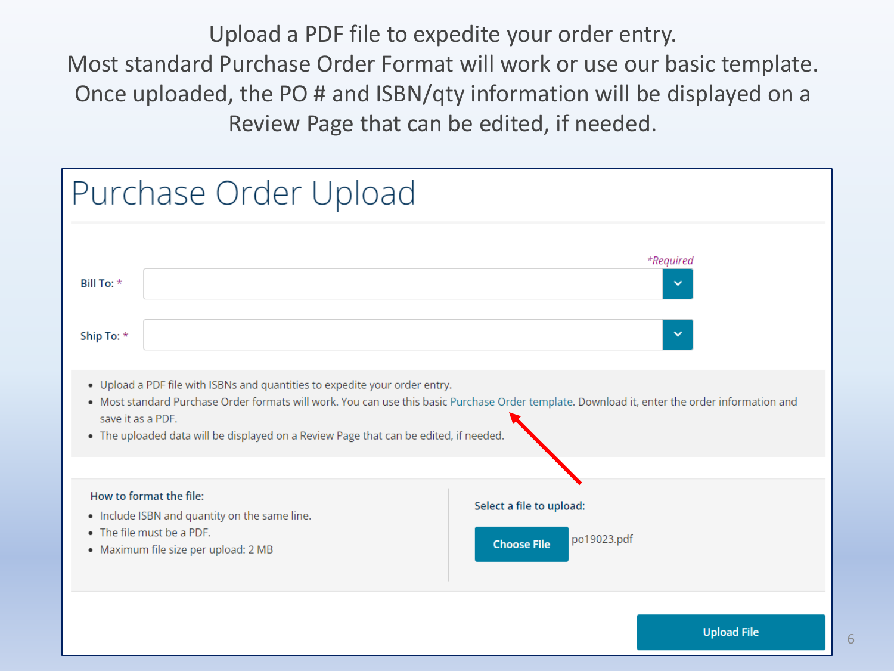Upload a PDF file to expedite your order entry.
Most standard Purchase Order Format will work or use our basic template.
Once uploaded, the PO # and ISBN/qty information will be displayed on a Review Page that can be edited, if needed.

# Purchase Order Upload

*Required

**Bill To:** *

**Ship To:** *

- Upload a PDF file with ISBNs and quantities to expedite your order entry.
- Most standard Purchase Order formats will work. You can use this basic Purchase Order template. Download it, enter the order information and save it as a PDF.
- The uploaded data will be displayed on a Review Page that can be edited, if needed.

**How to format the file:**

- Include ISBN and quantity on the same line.
- The file must be a PDF.
- Maximum file size per upload: 2 MB

**Select a file to upload:**

Choose File po19023.pdf

Upload File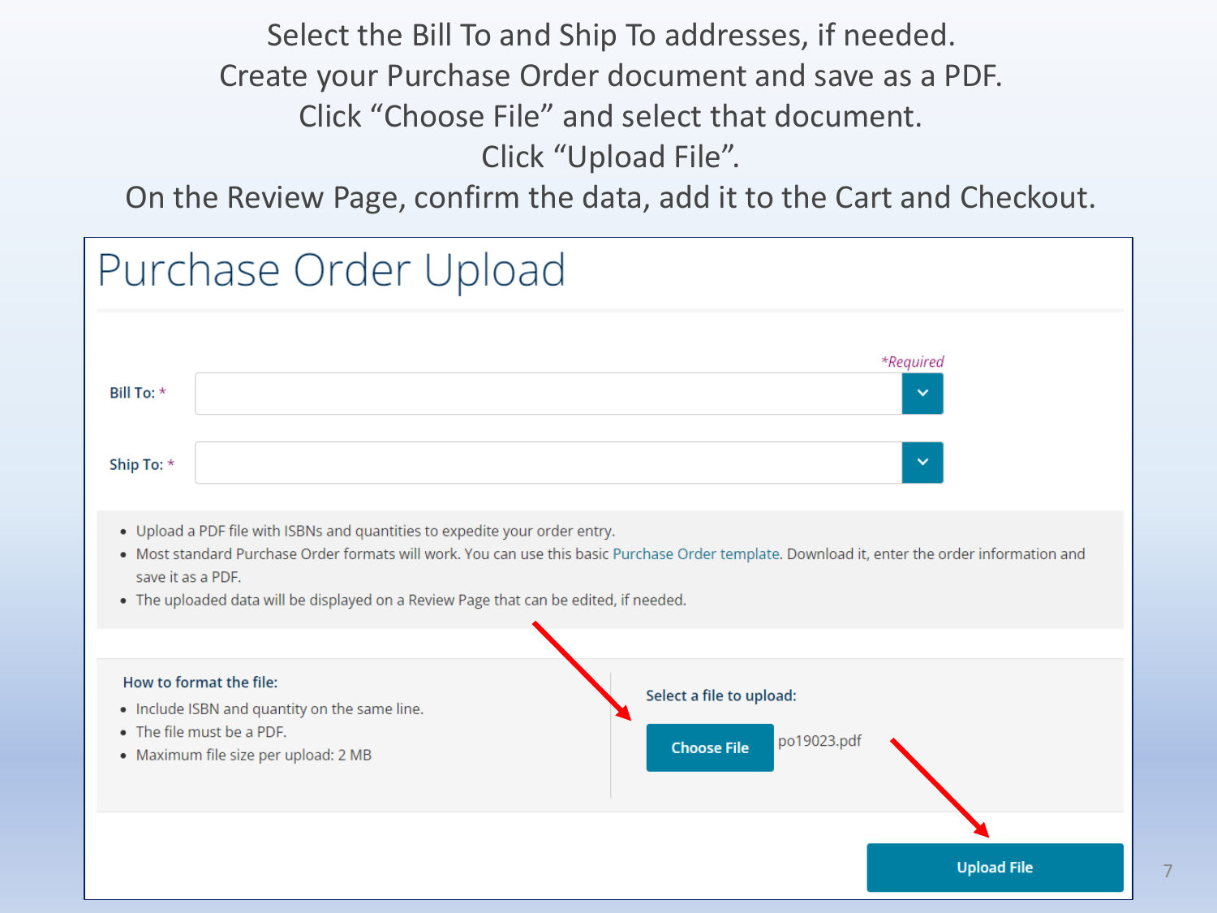Select the Bill To and Ship To addresses, if needed.
Create your Purchase Order document and save as a PDF.
Click "Choose File" and select that document.
Click "Upload File".
On the Review Page, confirm the data, add it to the Cart and Checkout.

# Purchase Order Upload

*Required

Bill To: *

Ship To: *

- Upload a PDF file with ISBNs and quantities to expedite your order entry.
- Most standard Purchase Order formats will work. You can use this basic Purchase Order template. Download it, enter the order information and save it as a PDF.
- The uploaded data will be displayed on a Review Page that can be edited, if needed.

**How to format the file:**

- Include ISBN and quantity on the same line.
- The file must be a PDF.
- Maximum file size per upload: 2 MB

**Select a file to upload:**

Choose File po19023.pdf

Upload File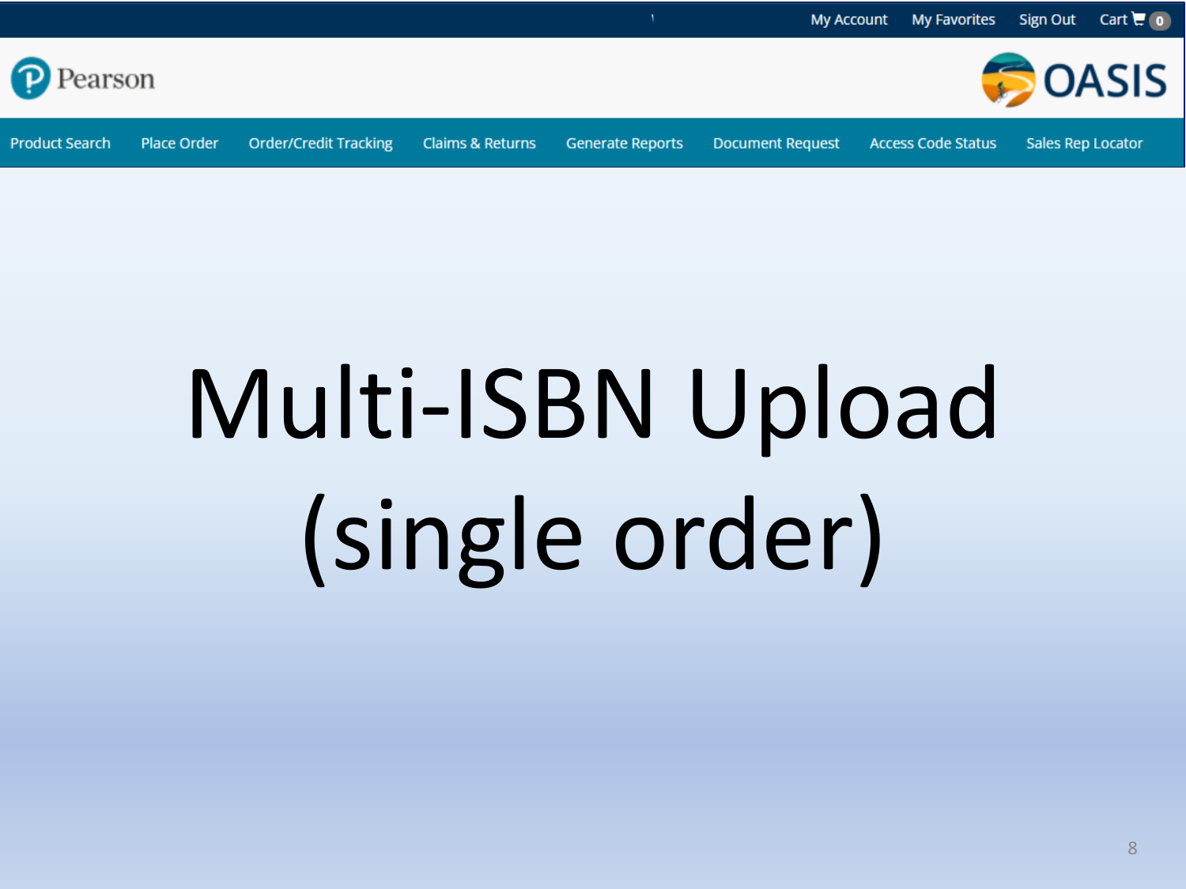My Account My Favorites Sign Out Cart 0

Pearson

OASIS

Product Search | Place Order | Order/Credit Tracking | Claims & Returns | Generate Reports | Document Request | Access Code Status | Sales Rep Locator

# Multi-ISBN Upload (single order)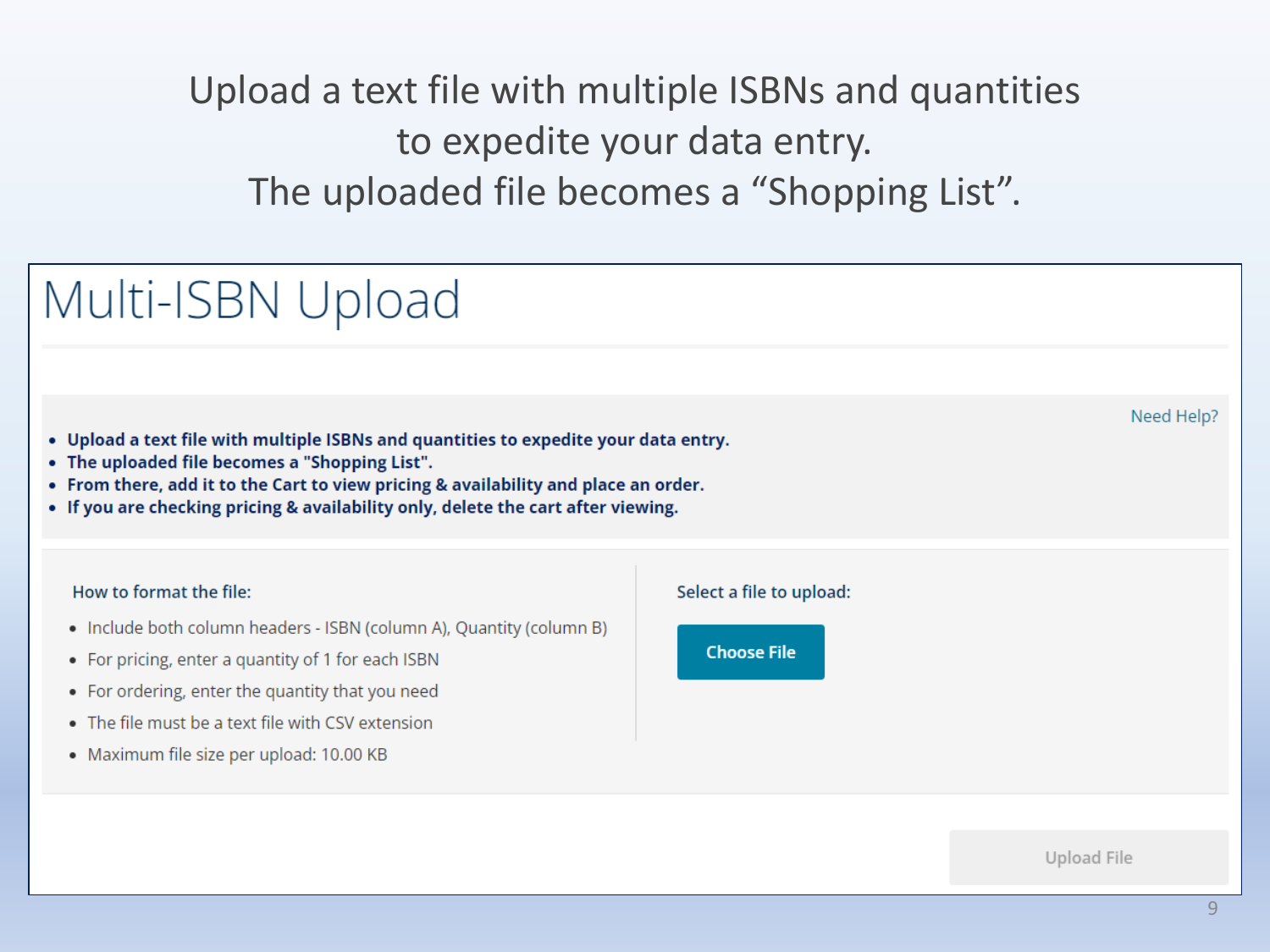Upload a text file with multiple ISBNs and quantities to expedite your data entry.
The uploaded file becomes a "Shopping List".

# Multi-ISBN Upload

Need Help?

- **Upload a text file with multiple ISBNs and quantities to expedite your data entry.**
- **The uploaded file becomes a "Shopping List".**
- **From there, add it to the Cart to view pricing & availability and place an order.**
- **If you are checking pricing & availability only, delete the cart after viewing.**

How to format the file:

- Include both column headers - ISBN (column A), Quantity (column B)
- For pricing, enter a quantity of 1 for each ISBN
- For ordering, enter the quantity that you need
- The file must be a text file with CSV extension
- Maximum file size per upload: 10.00 KB

Select a file to upload:

Choose File

Upload File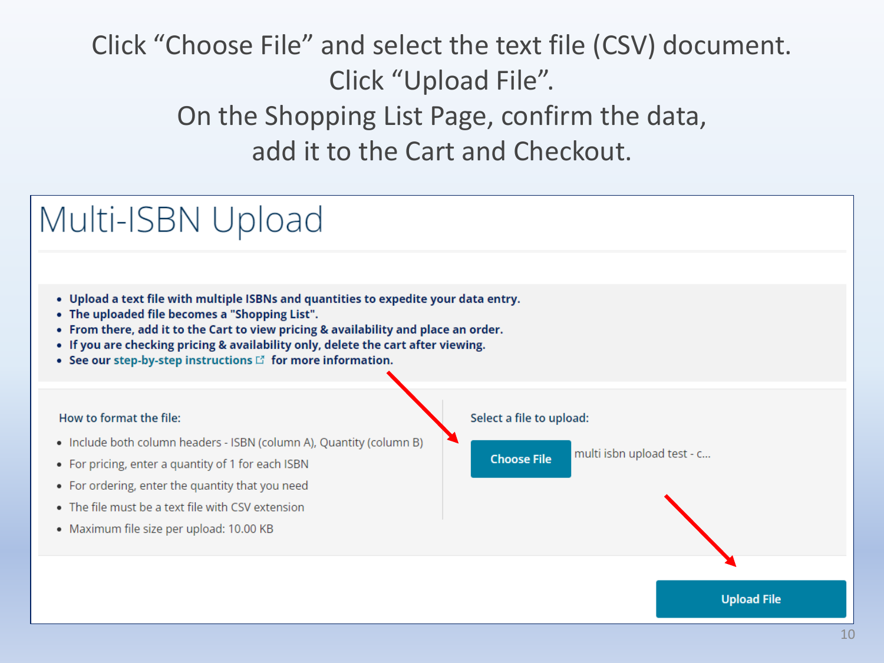Click "Choose File" and select the text file (CSV) document.
Click "Upload File".
On the Shopping List Page, confirm the data,
add it to the Cart and Checkout.

# Multi-ISBN Upload

- **Upload a text file with multiple ISBNs and quantities to expedite your data entry.**
- **The uploaded file becomes a "Shopping List".**
- **From there, add it to the Cart to view pricing & availability and place an order.**
- **If you are checking pricing & availability only, delete the cart after viewing.**
- **See our step-by-step instructions for more information.**

How to format the file:

- Include both column headers - ISBN (column A), Quantity (column B)
- For pricing, enter a quantity of 1 for each ISBN
- For ordering, enter the quantity that you need
- The file must be a text file with CSV extension
- Maximum file size per upload: 10.00 KB

Select a file to upload:

Choose File multi isbn upload test - c...

Upload File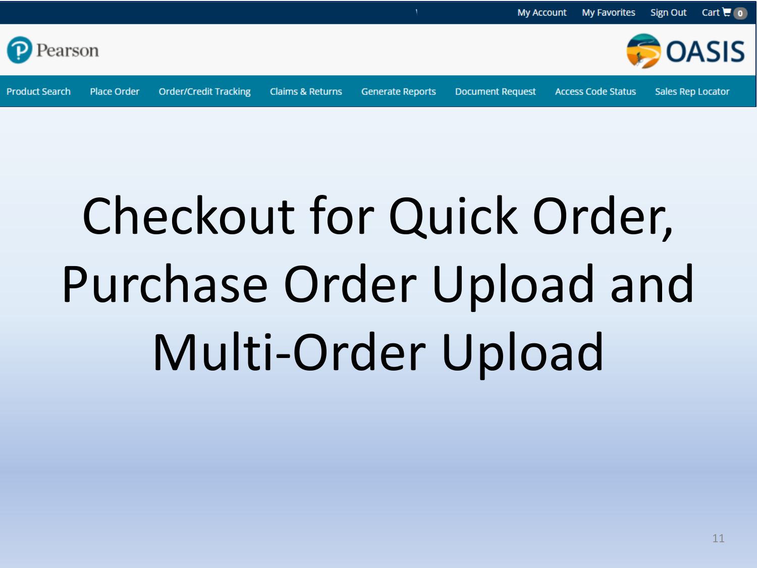My Account My Favorites Sign Out Cart 0

Pearson

OASIS

Product Search | Place Order | Order/Credit Tracking | Claims & Returns | Generate Reports | Document Request | Access Code Status | Sales Rep Locator

# Checkout for Quick Order, Purchase Order Upload and Multi-Order Upload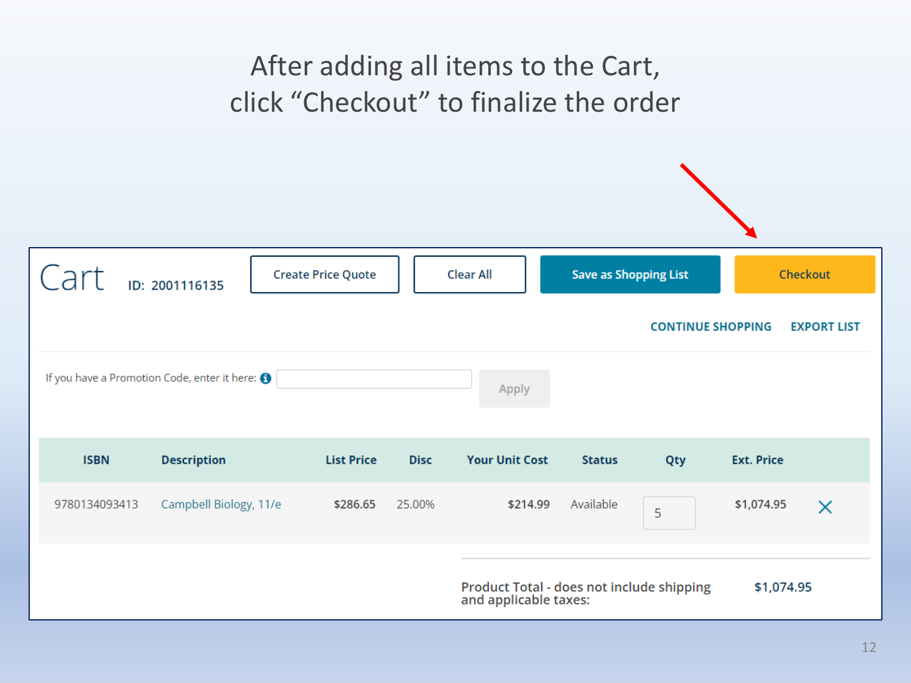# After adding all items to the Cart, click "Checkout" to finalize the order

## Cart ID: 2001116135

Create Price Quote | Clear All | Save as Shopping List | Checkout

CONTINUE SHOPPING EXPORT LIST

If you have a Promotion Code, enter it here: Apply

| ISBN | Description | List Price | Disc | Your Unit Cost | Status | Qty | Ext. Price |
|---|---|---|---|---|---|---|---|
| 9780134093413 | Campbell Biology, 11/e | $286.65 | 25.00% | $214.99 | Available | 5 | $1,074.95 |

Product Total - does not include shipping and applicable taxes: $1,074.95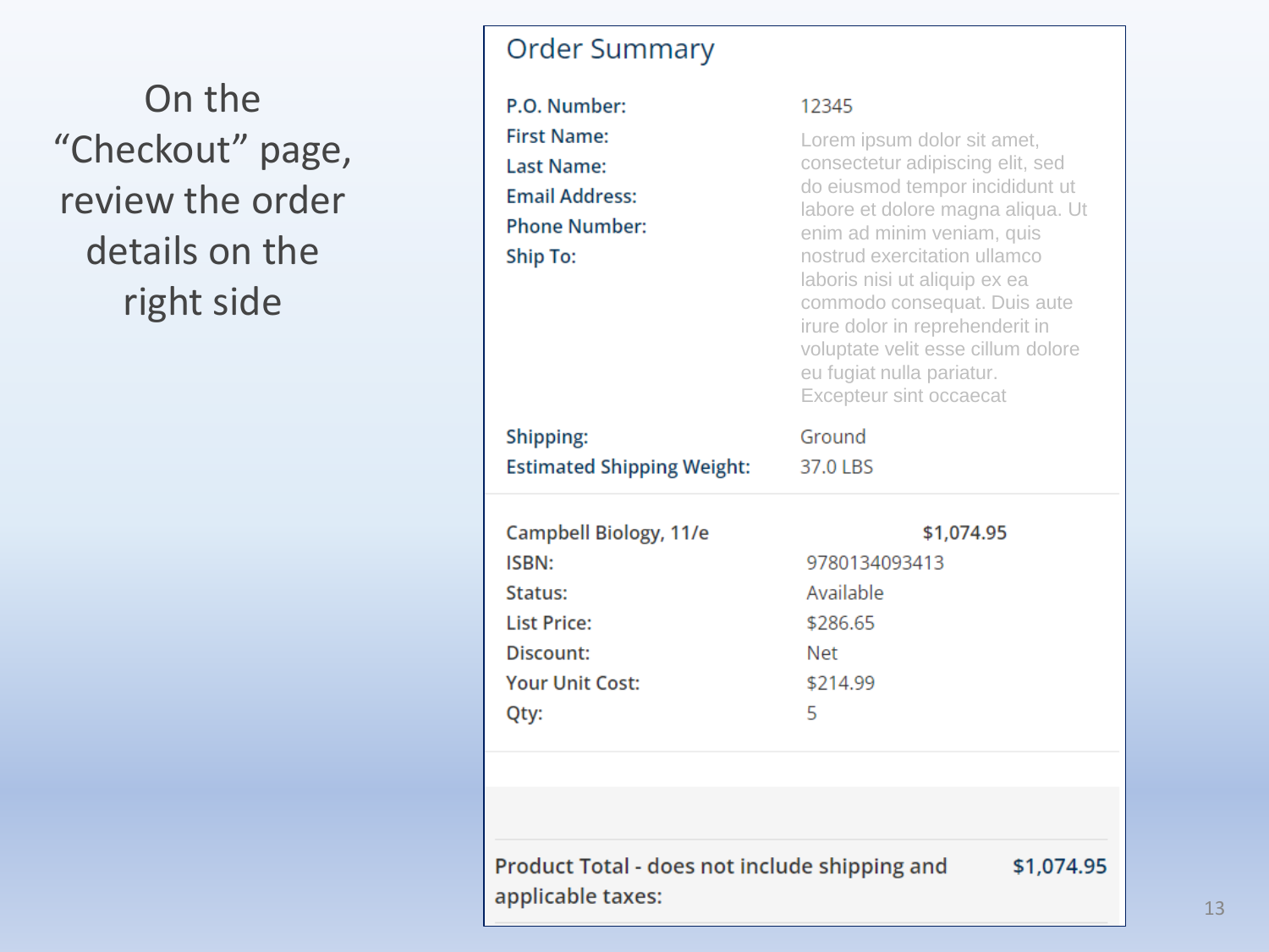On the "Checkout" page, review the order details on the right side

## Order Summary

| | |
|---|---|
| **P.O. Number:** | 12345 |
| **First Name:** | Lorem ipsum dolor sit amet, consectetur adipiscing elit, sed do eiusmod tempor incididunt ut labore et dolore magna aliqua. Ut enim ad minim veniam, quis nostrud exercitation ullamco laboris nisi ut aliquip ex ea commodo consequat. Duis aute irure dolor in reprehenderit in voluptate velit esse cillum dolore eu fugiat nulla pariatur. Excepteur sint occaecat |
| **Last Name:** | |
| **Email Address:** | |
| **Phone Number:** | |
| **Ship To:** | |
| **Shipping:** | Ground |
| **Estimated Shipping Weight:** | 37.0 LBS |

| | |
|---|---|
| Campbell Biology, 11/e | **$1,074.95** |
| ISBN: | 9780134093413 |
| Status: | Available |
| List Price: | $286.65 |
| Discount: | Net |
| Your Unit Cost: | $214.99 |
| Qty: | 5 |

| | |
|---|---|
| Product Total - does not include shipping and applicable taxes: | **$1,074.95** |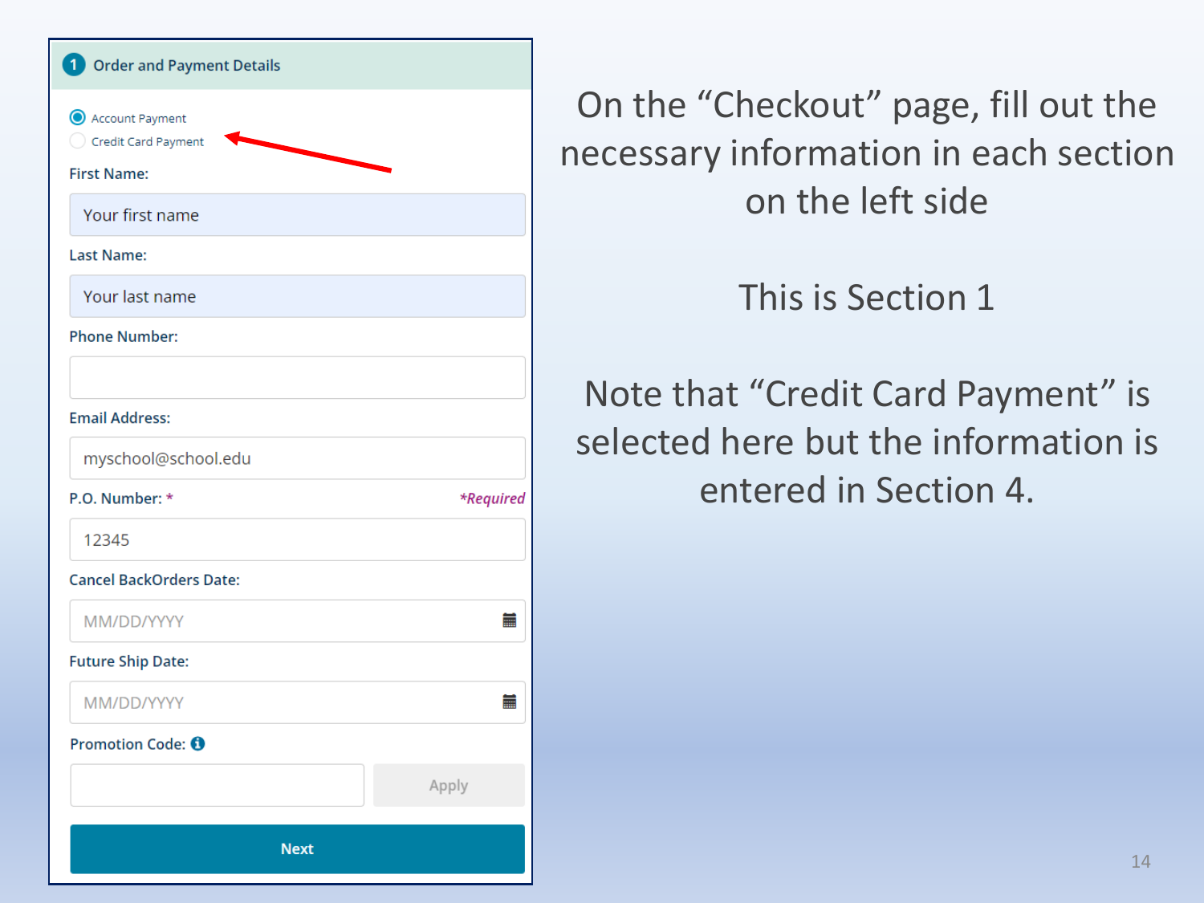## 1 Order and Payment Details

- Account Payment
- Credit Card Payment

First Name:

Your first name

Last Name:

Your last name

Phone Number:

Email Address:

myschool@school.edu

P.O. Number: * *Required*

12345

Cancel BackOrders Date:

MM/DD/YYYY

Future Ship Date:

MM/DD/YYYY

Promotion Code:

Apply

Next

On the "Checkout" page, fill out the necessary information in each section on the left side

This is Section 1

Note that "Credit Card Payment" is selected here but the information is entered in Section 4.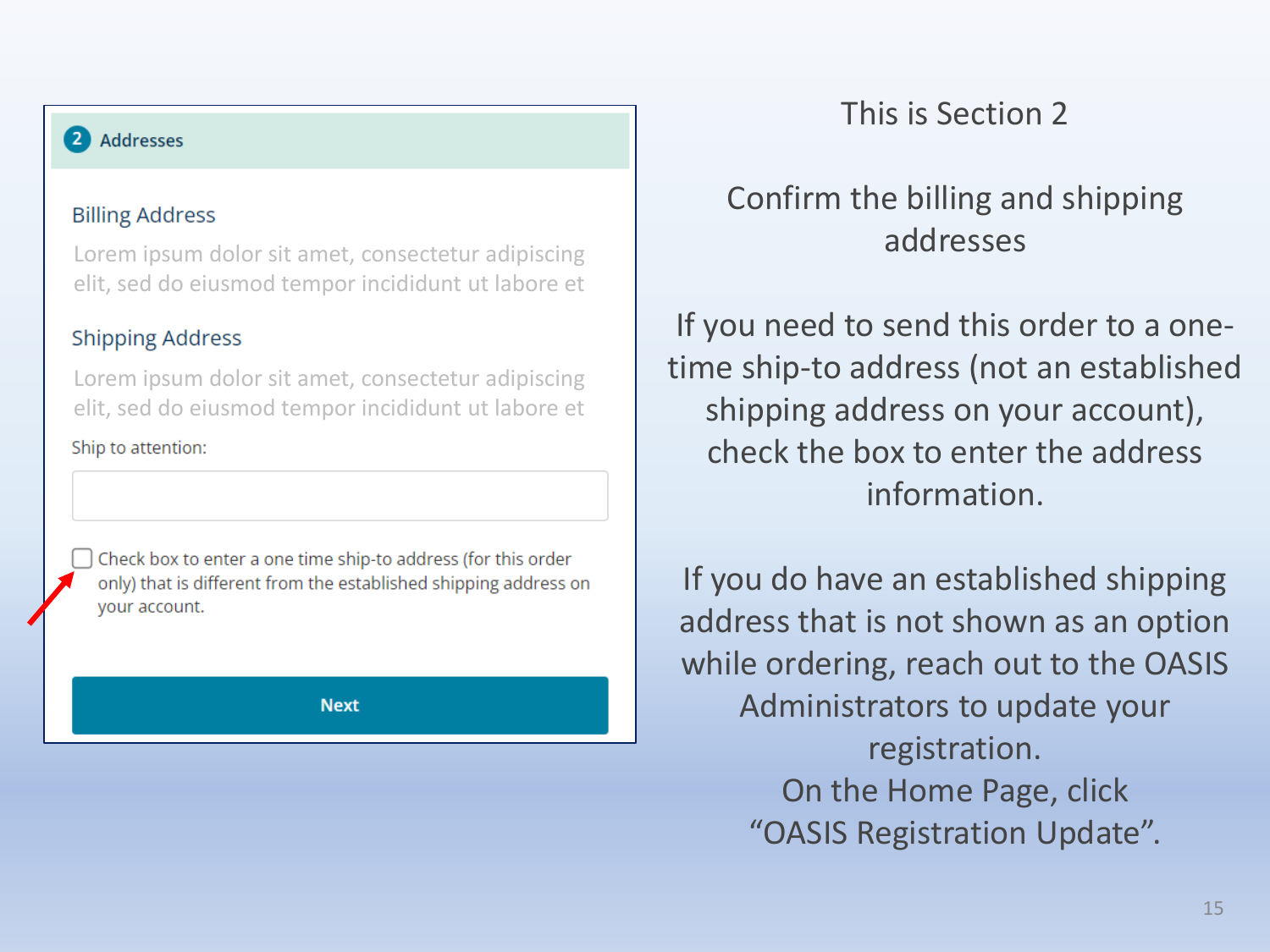## 2 Addresses

**Billing Address**

Lorem ipsum dolor sit amet, consectetur adipiscing elit, sed do eiusmod tempor incididunt ut labore et

**Shipping Address**

Lorem ipsum dolor sit amet, consectetur adipiscing elit, sed do eiusmod tempor incididunt ut labore et

Ship to attention:

☐ Check box to enter a one time ship-to address (for this order only) that is different from the established shipping address on your account.

**Next**

This is Section 2

Confirm the billing and shipping addresses

If you need to send this order to a one-time ship-to address (not an established shipping address on your account), check the box to enter the address information.

If you do have an established shipping address that is not shown as an option while ordering, reach out to the OASIS Administrators to update your registration.
On the Home Page, click "OASIS Registration Update".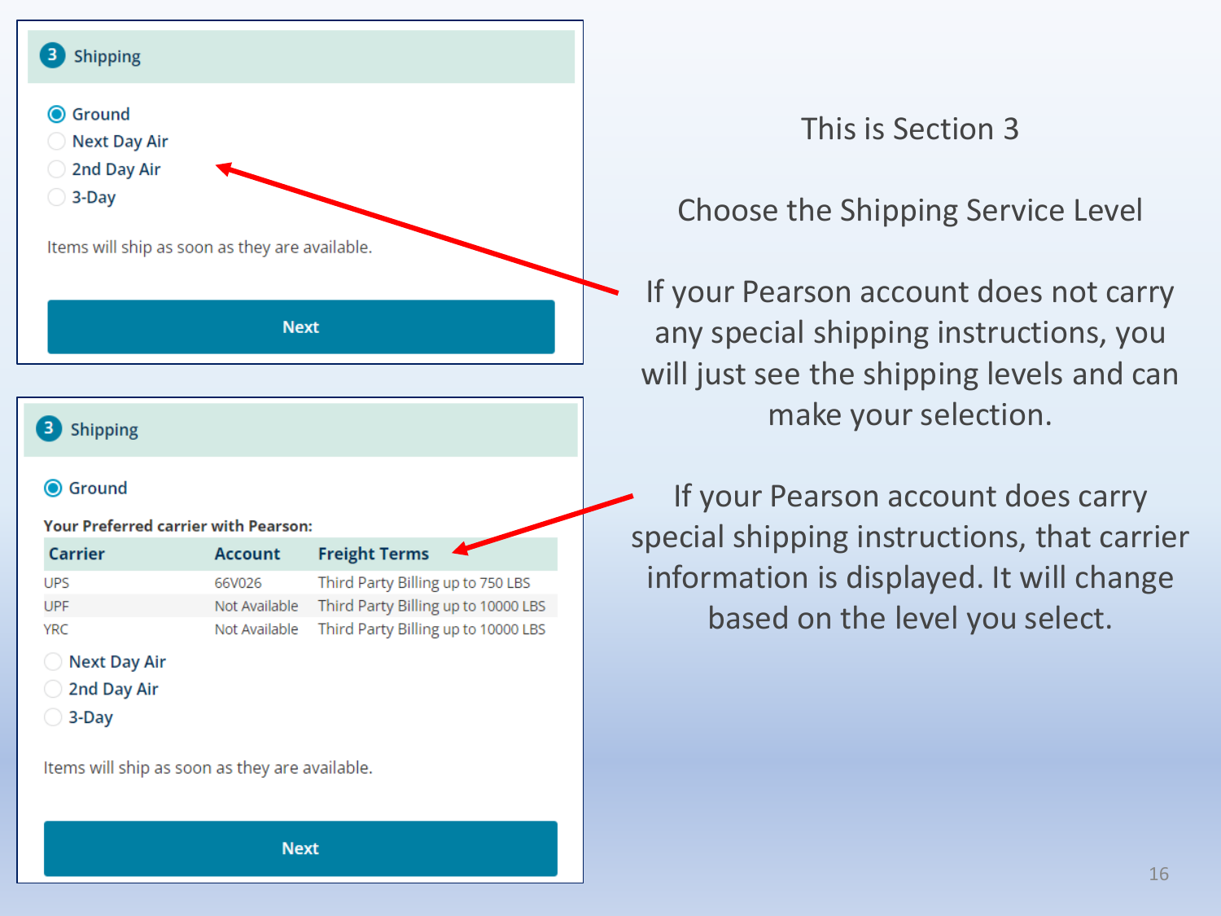### 3 Shipping

- Ground
- Next Day Air
- 2nd Day Air
- 3-Day

Items will ship as soon as they are available.

Next

### 3 Shipping

- Ground

**Your Preferred carrier with Pearson:**

| Carrier | Account | Freight Terms |
| --- | --- | --- |
| UPS | 66V026 | Third Party Billing up to 750 LBS |
| UPF | Not Available | Third Party Billing up to 10000 LBS |
| YRC | Not Available | Third Party Billing up to 10000 LBS |

- Next Day Air
- 2nd Day Air
- 3-Day

Items will ship as soon as they are available.

Next

This is Section 3

Choose the Shipping Service Level

If your Pearson account does not carry any special shipping instructions, you will just see the shipping levels and can make your selection.

If your Pearson account does carry special shipping instructions, that carrier information is displayed. It will change based on the level you select.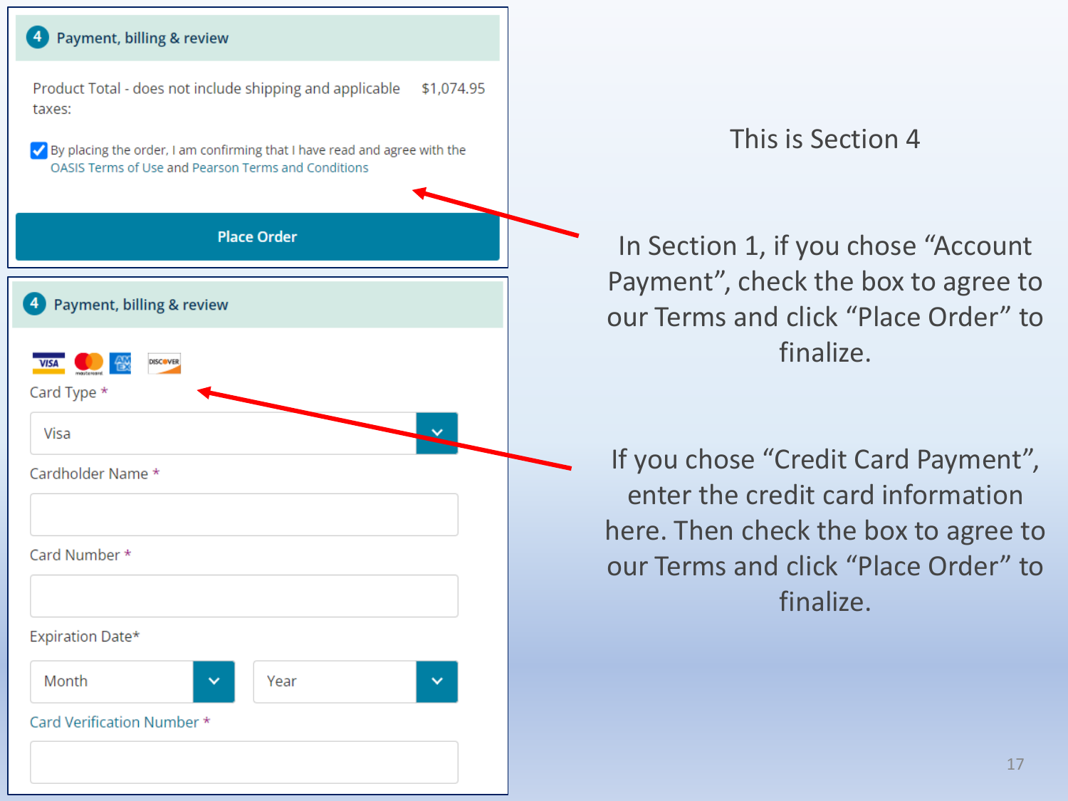## 4 Payment, billing & review

Product Total - does not include shipping and applicable taxes: $1,074.95

☑ By placing the order, I am confirming that I have read and agree with the OASIS Terms of Use and Pearson Terms and Conditions

**Place Order**

## 4 Payment, billing & review

Card Type *

Visa

Cardholder Name *

Card Number *

Expiration Date*

Month | Year

Card Verification Number *

This is Section 4

In Section 1, if you chose "Account Payment", check the box to agree to our Terms and click "Place Order" to finalize.

If you chose "Credit Card Payment", enter the credit card information here. Then check the box to agree to our Terms and click "Place Order" to finalize.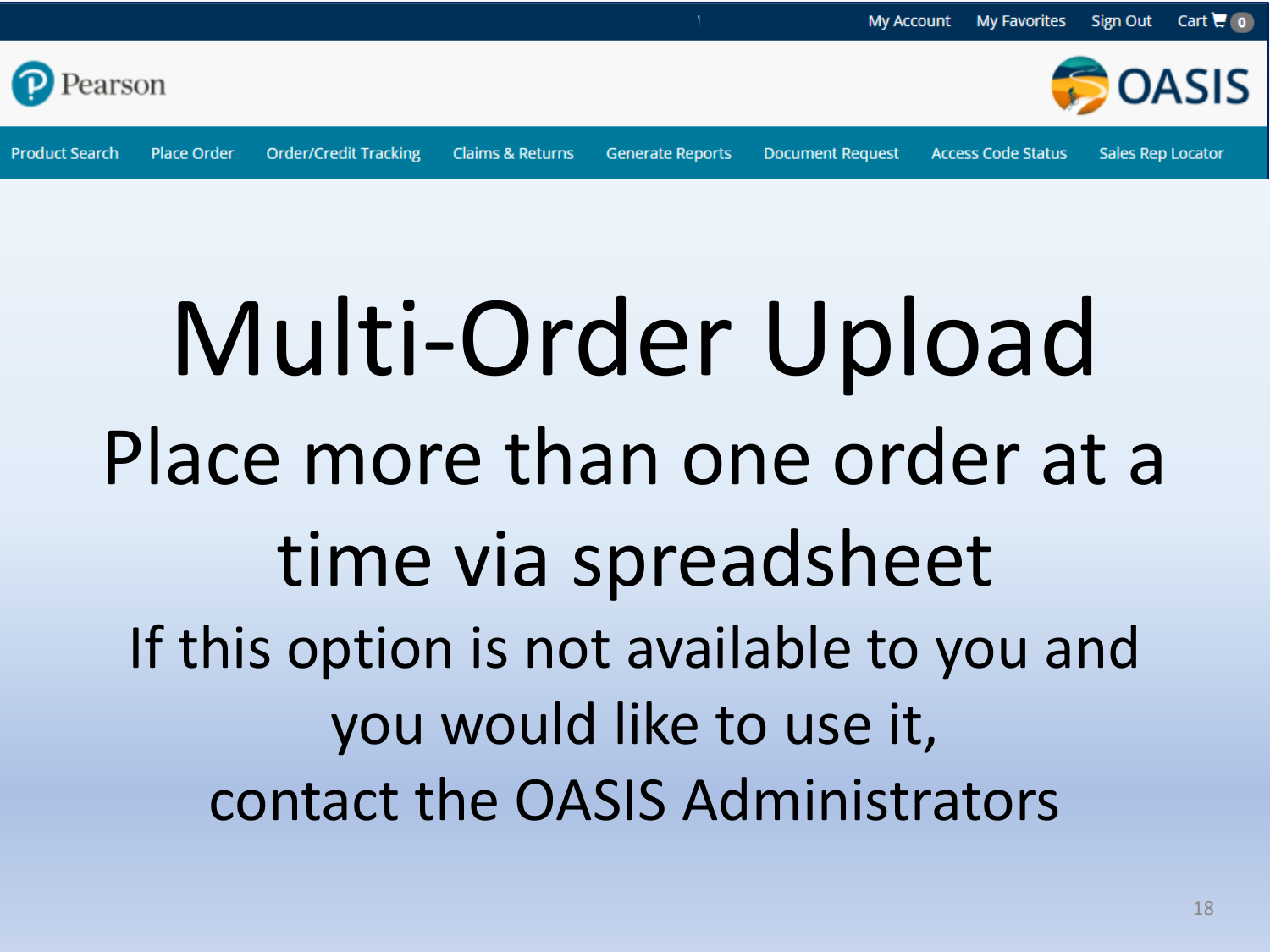My Account My Favorites Sign Out Cart 0

Pearson

OASIS

Product Search | Place Order | Order/Credit Tracking | Claims & Returns | Generate Reports | Document Request | Access Code Status | Sales Rep Locator

# Multi-Order Upload

## Place more than one order at a time via spreadsheet

If this option is not available to you and you would like to use it, contact the OASIS Administrators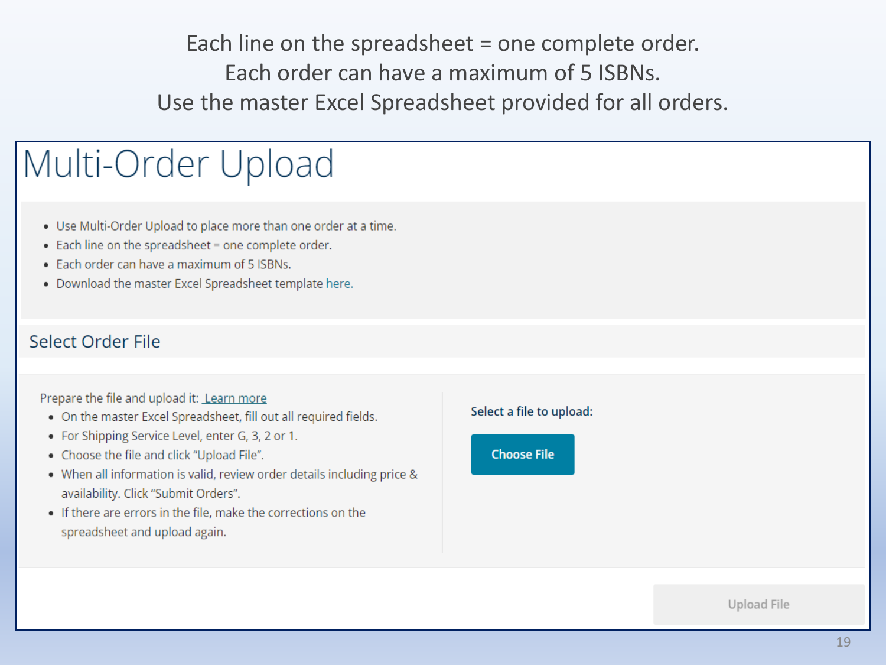Each line on the spreadsheet = one complete order.
Each order can have a maximum of 5 ISBNs.
Use the master Excel Spreadsheet provided for all orders.

# Multi-Order Upload

- Use Multi-Order Upload to place more than one order at a time.
- Each line on the spreadsheet = one complete order.
- Each order can have a maximum of 5 ISBNs.
- Download the master Excel Spreadsheet template here.

## Select Order File

Prepare the file and upload it: Learn more

- On the master Excel Spreadsheet, fill out all required fields.
- For Shipping Service Level, enter G, 3, 2 or 1.
- Choose the file and click "Upload File".
- When all information is valid, review order details including price & availability. Click "Submit Orders".
- If there are errors in the file, make the corrections on the spreadsheet and upload again.

**Select a file to upload:**

Choose File

Upload File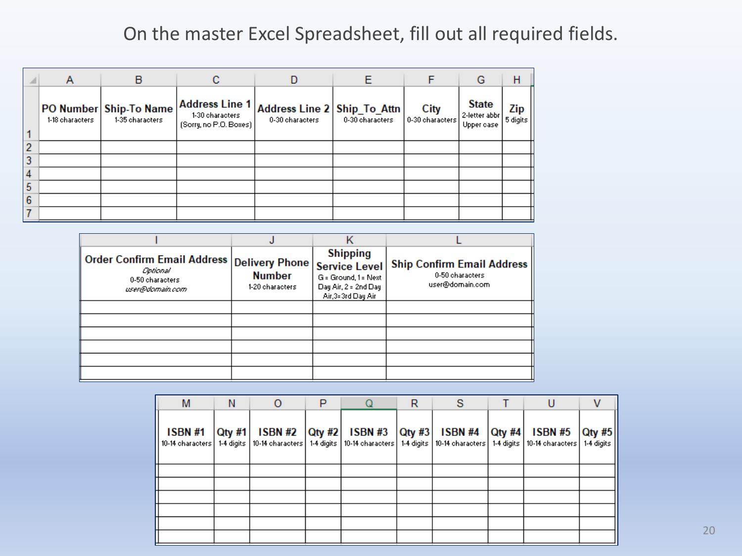On the master Excel Spreadsheet, fill out all required fields.

| | A | B | C | D | E | F | G | H |
|---|---|---|---|---|---|---|---|---|
| 1 | **PO Number** 1-18 characters | **Ship-To Name** 1-35 characters | **Address Line 1** 1-30 characters (Sorry, no P.O. Boxes) | **Address Line 2** 0-30 characters | **Ship_To_Attn** 0-30 characters | **City** 0-30 characters | **State** 2-letter abbr Upper case | **Zip** 5 digits |
| 2 | | | | | | | | |
| 3 | | | | | | | | |
| 4 | | | | | | | | |
| 5 | | | | | | | | |
| 6 | | | | | | | | |
| 7 | | | | | | | | |

| I | J | K | L |
|---|---|---|---|
| **Order Confirm Email Address** *Optional* 0-50 characters *user@domain.com* | **Delivery Phone Number** 1-20 characters | **Shipping Service Level** G = Ground, 1 = Next Day Air, 2 = 2nd Day Air, 3=3rd Day Air | **Ship Confirm Email Address** 0-50 characters user@domain.com |
| | | | |
| | | | |
| | | | |
| | | | |
| | | | |
| | | | |

| M | N | O | P | Q | R | S | T | U | V |
|---|---|---|---|---|---|---|---|---|---|
| **ISBN #1** 10-14 characters | **Qty #1** 1-4 digits | **ISBN #2** 10-14 characters | **Qty #2** 1-4 digits | **ISBN #3** 10-14 characters | **Qty #3** 1-4 digits | **ISBN #4** 10-14 characters | **Qty #4** 1-4 digits | **ISBN #5** 10-14 characters | **Qty #5** 1-4 digits |
| | | | | | | | | | |
| | | | | | | | | | |
| | | | | | | | | | |
| | | | | | | | | | |
| | | | | | | | | | |
| | | | | | | | | | |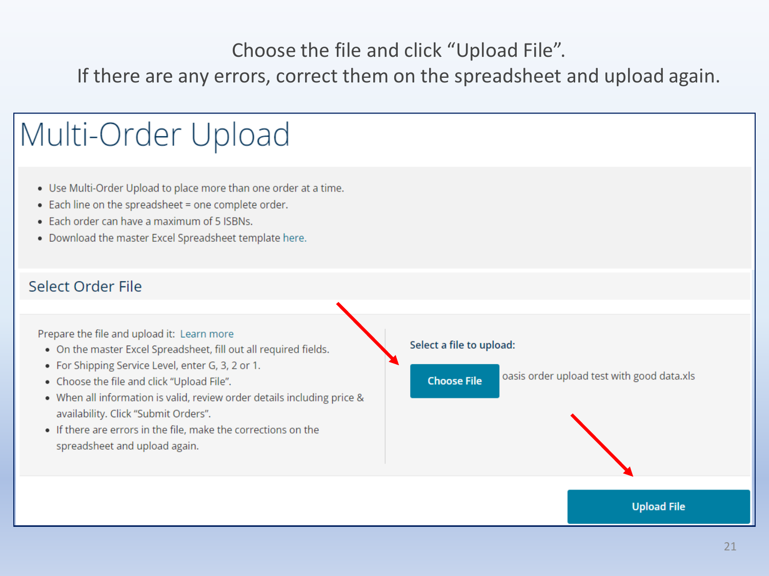Choose the file and click "Upload File".
If there are any errors, correct them on the spreadsheet and upload again.

# Multi-Order Upload

- Use Multi-Order Upload to place more than one order at a time.
- Each line on the spreadsheet = one complete order.
- Each order can have a maximum of 5 ISBNs.
- Download the master Excel Spreadsheet template here.

## Select Order File

Prepare the file and upload it: Learn more

- On the master Excel Spreadsheet, fill out all required fields.
- For Shipping Service Level, enter G, 3, 2 or 1.
- Choose the file and click "Upload File".
- When all information is valid, review order details including price & availability. Click "Submit Orders".
- If there are errors in the file, make the corrections on the spreadsheet and upload again.

**Select a file to upload:**

**Choose File** oasis order upload test with good data.xls

**Upload File**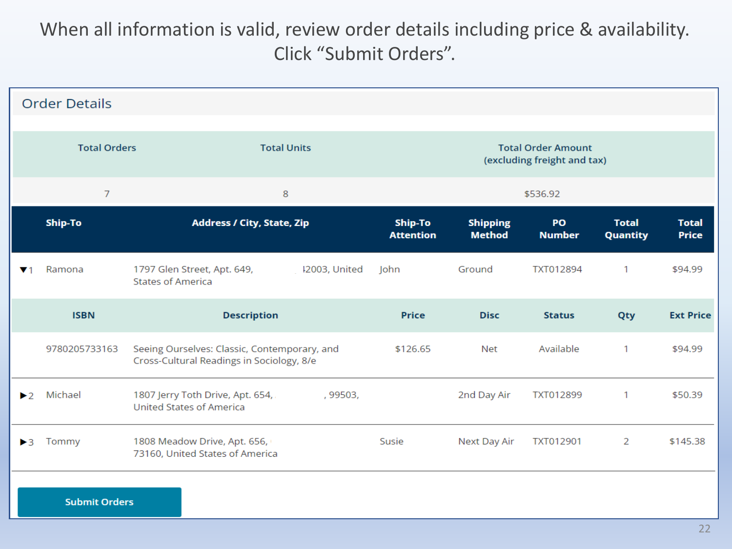When all information is valid, review order details including price & availability. Click "Submit Orders".

## Order Details

| Total Orders | Total Units | Total Order Amount (excluding freight and tax) |
|---|---|---|
| 7 | 8 | $536.92 |

| | Ship-To | Address / City, State, Zip | Ship-To Attention | Shipping Method | PO Number | Total Quantity | Total Price |
|---|---|---|---|---|---|---|---|
| ▼1 | Ramona | 1797 Glen Street, Apt. 649, 12003, United States of America | John | Ground | TXT012894 | 1 | $94.99 |
| | **ISBN** | **Description** | **Price** | **Disc** | **Status** | **Qty** | **Ext Price** |
| | 9780205733163 | Seeing Ourselves: Classic, Contemporary, and Cross-Cultural Readings in Sociology, 8/e | $126.65 | Net | Available | 1 | $94.99 |
| ▶2 | Michael | 1807 Jerry Toth Drive, Apt. 654, , 99503, United States of America | | 2nd Day Air | TXT012899 | 1 | $50.39 |
| ▶3 | Tommy | 1808 Meadow Drive, Apt. 656, 73160, United States of America | Susie | Next Day Air | TXT012901 | 2 | $145.38 |

Submit Orders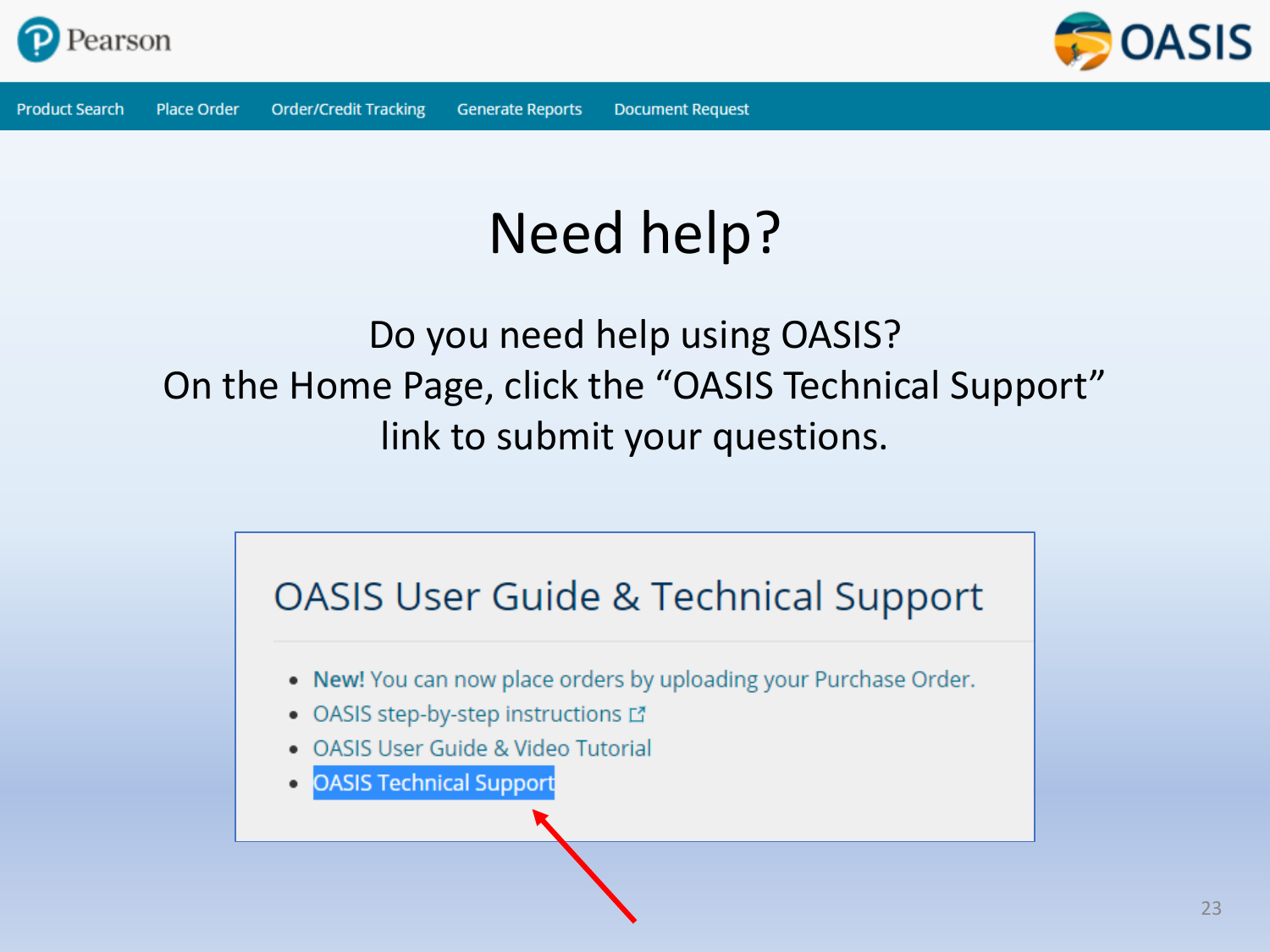Product Search | Place Order | Order/Credit Tracking | Generate Reports | Document Request

# Need help?

Do you need help using OASIS?
On the Home Page, click the "OASIS Technical Support" link to submit your questions.

## OASIS User Guide & Technical Support

- **New!** You can now place orders by uploading your Purchase Order.
- OASIS step-by-step instructions
- OASIS User Guide & Video Tutorial
- OASIS Technical Support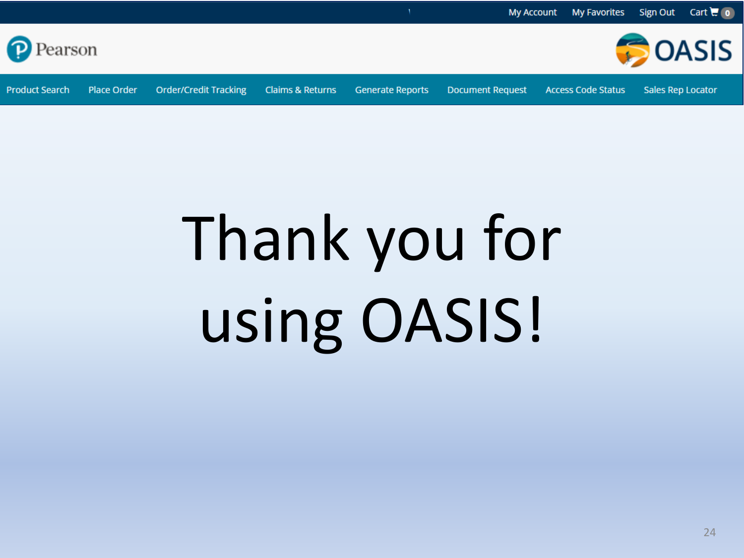My Account My Favorites Sign Out Cart 0

Pearson

OASIS

Product Search | Place Order | Order/Credit Tracking | Claims & Returns | Generate Reports | Document Request | Access Code Status | Sales Rep Locator

# Thank you for using OASIS!